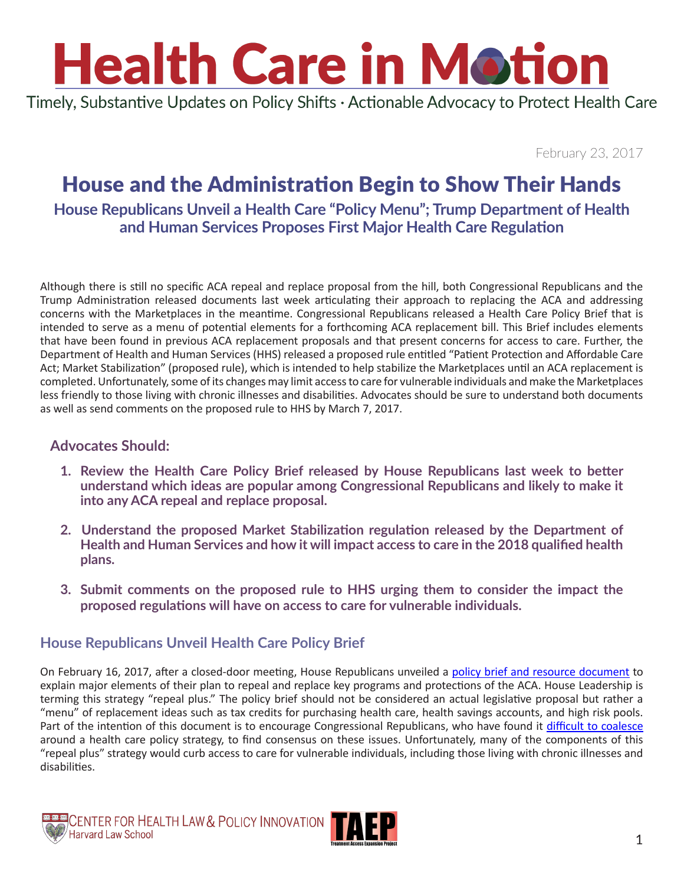# Health Care in Motion

Timely, Substantive Updates on Policy Shifts · Actionable Advocacy to Protect Health Care

February 23, 2017

## House and the Administration Begin to Show Their Hands

### House Republicans Unveil a Health Care "Policy Menu"; Trump Department of Health and Human Services Proposes First Major Health Care Regulation

Although there is still no specific ACA repeal and replace proposal from the hill, both Congressional Republicans and the Trump Administration released documents last week articulating their approach to replacing the ACA and addressing concerns with the Marketplaces in the meantime. Congressional Republicans released a Health Care Policy Brief that is intended to serve as a menu of potential elements for a forthcoming ACA replacement bill. This Brief includes elements that have been found in previous ACA replacement proposals and that present concerns for access to care. Further, the Department of Health and Human Services (HHS) released a proposed rule entitled "Patient Protection and Affordable Care Act; Market Stabilization" (proposed rule), which is intended to help stabilize the Marketplaces until an ACA replacement is completed. Unfortunately, some of its changes may limit access to care for vulnerable individuals and make the Marketplaces less friendly to those living with chronic illnesses and disabilities. Advocates should be sure to understand both documents as well as send comments on the proposed rule to HHS by March 7, 2017.

### Advocates Should:

1. **Review the Health Care Policy Brief released by House Republicans last week to better understand which ideas are popular among Congressional Republicans and likely to make it into any ACA repeal and replace proposal.**
2. **Understand the proposed Market Stabilization regulation released by the Department of Health and Human Services and how it will impact access to care in the 2018 qualified health plans.**
3. **Submit comments on the proposed rule to HHS urging them to consider the impact the proposed regulations will have on access to care for vulnerable individuals.**

### House Republicans Unveil Health Care Policy Brief

On February 16, 2017, after a closed-door meeting, House Republicans unveiled a policy brief and resource document to explain major elements of their plan to repeal and replace key programs and protections of the ACA. House Leadership is terming this strategy "repeal plus." The policy brief should not be considered an actual legislative proposal but rather a "menu" of replacement ideas such as tax credits for purchasing health care, health savings accounts, and high risk pools. Part of the intention of this document is to encourage Congressional Republicans, who have found it difficult to coalesce around a health care policy strategy, to find consensus on these issues. Unfortunately, many of the components of this "repeal plus" strategy would curb access to care for vulnerable individuals, including those living with chronic illnesses and disabilities.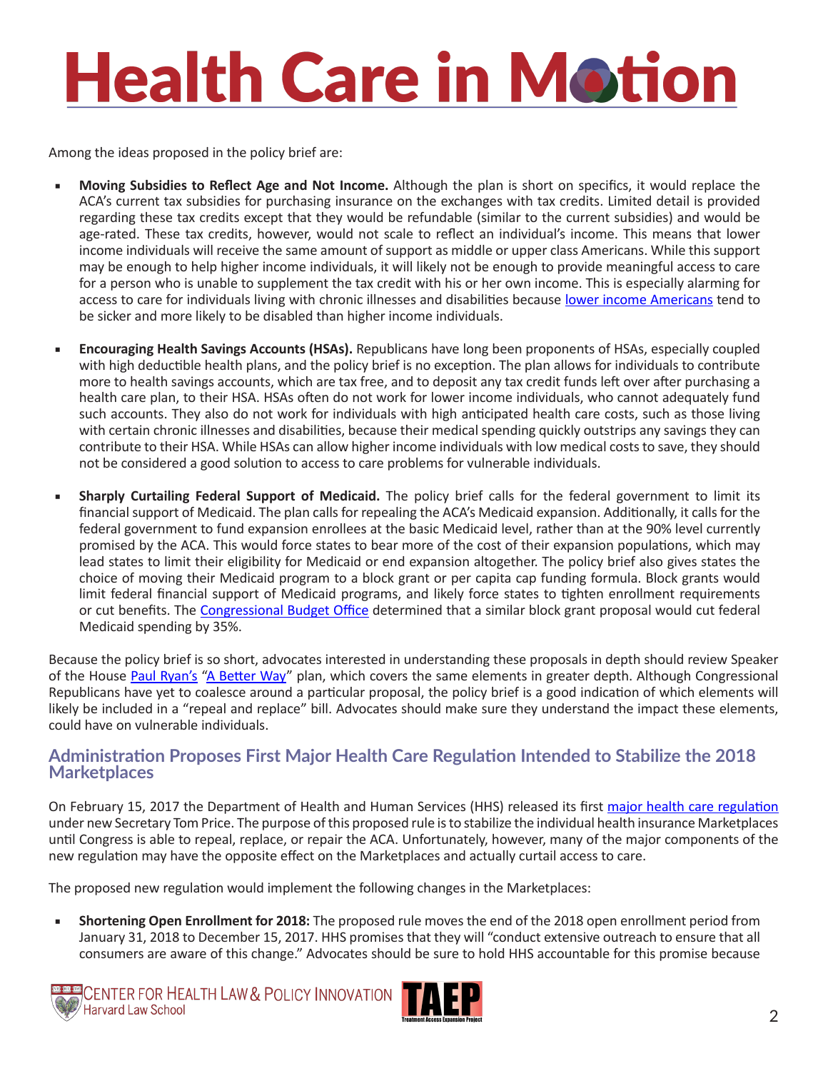Among the ideas proposed in the policy brief are:

- **Moving Subsidies to Reflect Age and Not Income.** Although the plan is short on specifics, it would replace the ACA's current tax subsidies for purchasing insurance on the exchanges with tax credits. Limited detail is provided regarding these tax credits except that they would be refundable (similar to the current subsidies) and would be age-rated. These tax credits, however, would not scale to reflect an individual's income. This means that lower income individuals will receive the same amount of support as middle or upper class Americans. While this support may be enough to help higher income individuals, it will likely not be enough to provide meaningful access to care for a person who is unable to supplement the tax credit with his or her own income. This is especially alarming for access to care for individuals living with chronic illnesses and disabilities because lower income Americans tend to be sicker and more likely to be disabled than higher income individuals.

- **Encouraging Health Savings Accounts (HSAs).** Republicans have long been proponents of HSAs, especially coupled with high deductible health plans, and the policy brief is no exception. The plan allows for individuals to contribute more to health savings accounts, which are tax free, and to deposit any tax credit funds left over after purchasing a health care plan, to their HSA. HSAs often do not work for lower income individuals, who cannot adequately fund such accounts. They also do not work for individuals with high anticipated health care costs, such as those living with certain chronic illnesses and disabilities, because their medical spending quickly outstrips any savings they can contribute to their HSA. While HSAs can allow higher income individuals with low medical costs to save, they should not be considered a good solution to access to care problems for vulnerable individuals.

- **Sharply Curtailing Federal Support of Medicaid.** The policy brief calls for the federal government to limit its financial support of Medicaid. The plan calls for repealing the ACA's Medicaid expansion. Additionally, it calls for the federal government to fund expansion enrollees at the basic Medicaid level, rather than at the 90% level currently promised by the ACA. This would force states to bear more of the cost of their expansion populations, which may lead states to limit their eligibility for Medicaid or end expansion altogether. The policy brief also gives states the choice of moving their Medicaid program to a block grant or per capita cap funding formula. Block grants would limit federal financial support of Medicaid programs, and likely force states to tighten enrollment requirements or cut benefits. The Congressional Budget Office determined that a similar block grant proposal would cut federal Medicaid spending by 35%.

Because the policy brief is so short, advocates interested in understanding these proposals in depth should review Speaker of the House Paul Ryan's "A Better Way" plan, which covers the same elements in greater depth. Although Congressional Republicans have yet to coalesce around a particular proposal, the policy brief is a good indication of which elements will likely be included in a "repeal and replace" bill. Advocates should make sure they understand the impact these elements, could have on vulnerable individuals.

## Administration Proposes First Major Health Care Regulation Intended to Stabilize the 2018 Marketplaces

On February 15, 2017 the Department of Health and Human Services (HHS) released its first major health care regulation under new Secretary Tom Price. The purpose of this proposed rule is to stabilize the individual health insurance Marketplaces until Congress is able to repeal, replace, or repair the ACA. Unfortunately, however, many of the major components of the new regulation may have the opposite effect on the Marketplaces and actually curtail access to care.

The proposed new regulation would implement the following changes in the Marketplaces:

- **Shortening Open Enrollment for 2018:** The proposed rule moves the end of the 2018 open enrollment period from January 31, 2018 to December 15, 2017. HHS promises that they will "conduct extensive outreach to ensure that all consumers are aware of this change." Advocates should be sure to hold HHS accountable for this promise because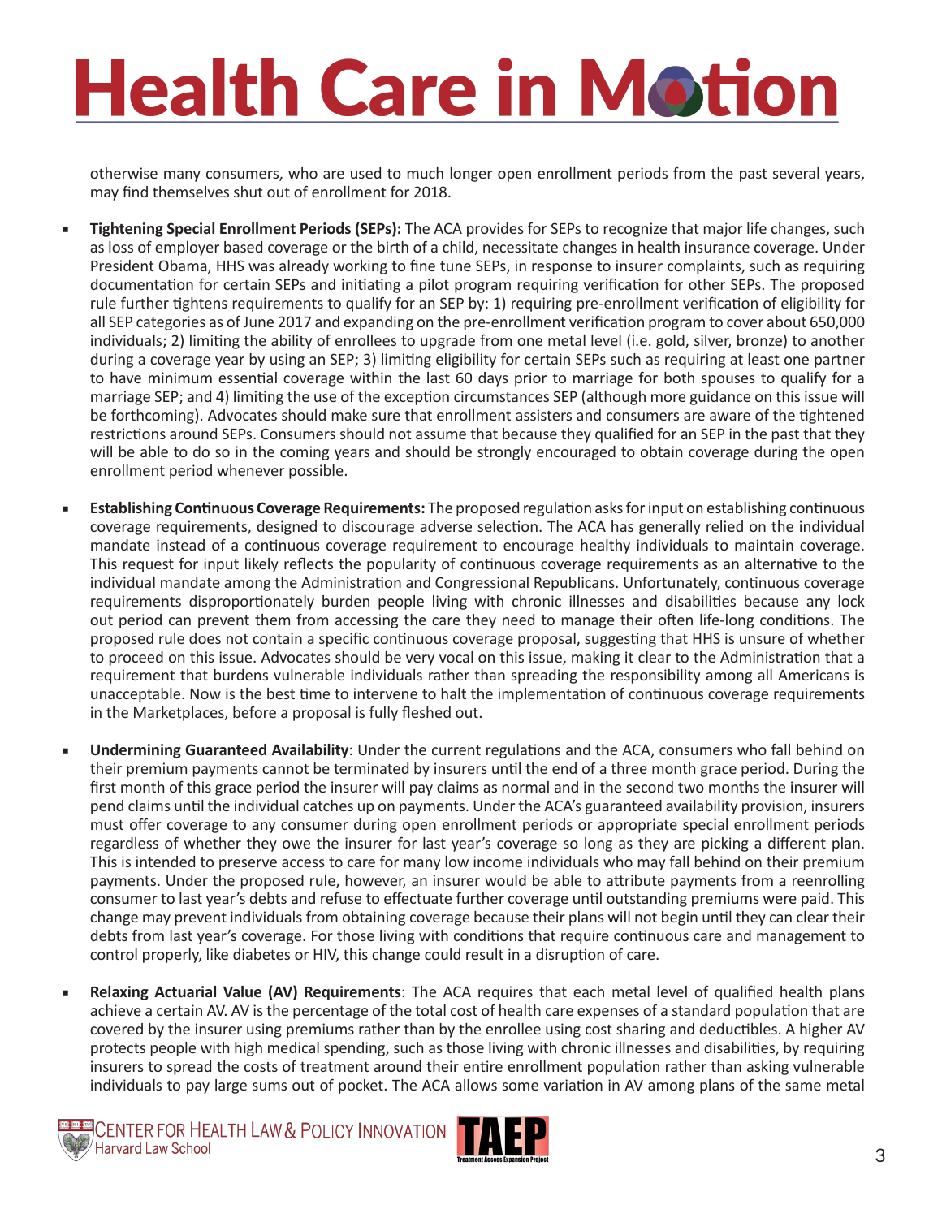otherwise many consumers, who are used to much longer open enrollment periods from the past several years, may find themselves shut out of enrollment for 2018.

- **Tightening Special Enrollment Periods (SEPs):** The ACA provides for SEPs to recognize that major life changes, such as loss of employer based coverage or the birth of a child, necessitate changes in health insurance coverage. Under President Obama, HHS was already working to fine tune SEPs, in response to insurer complaints, such as requiring documentation for certain SEPs and initiating a pilot program requiring verification for other SEPs. The proposed rule further tightens requirements to qualify for an SEP by: 1) requiring pre-enrollment verification of eligibility for all SEP categories as of June 2017 and expanding on the pre-enrollment verification program to cover about 650,000 individuals; 2) limiting the ability of enrollees to upgrade from one metal level (i.e. gold, silver, bronze) to another during a coverage year by using an SEP; 3) limiting eligibility for certain SEPs such as requiring at least one partner to have minimum essential coverage within the last 60 days prior to marriage for both spouses to qualify for a marriage SEP; and 4) limiting the use of the exception circumstances SEP (although more guidance on this issue will be forthcoming). Advocates should make sure that enrollment assisters and consumers are aware of the tightened restrictions around SEPs. Consumers should not assume that because they qualified for an SEP in the past that they will be able to do so in the coming years and should be strongly encouraged to obtain coverage during the open enrollment period whenever possible.

- **Establishing Continuous Coverage Requirements:** The proposed regulation asks for input on establishing continuous coverage requirements, designed to discourage adverse selection. The ACA has generally relied on the individual mandate instead of a continuous coverage requirement to encourage healthy individuals to maintain coverage. This request for input likely reflects the popularity of continuous coverage requirements as an alternative to the individual mandate among the Administration and Congressional Republicans. Unfortunately, continuous coverage requirements disproportionately burden people living with chronic illnesses and disabilities because any lock out period can prevent them from accessing the care they need to manage their often life-long conditions. The proposed rule does not contain a specific continuous coverage proposal, suggesting that HHS is unsure of whether to proceed on this issue. Advocates should be very vocal on this issue, making it clear to the Administration that a requirement that burdens vulnerable individuals rather than spreading the responsibility among all Americans is unacceptable. Now is the best time to intervene to halt the implementation of continuous coverage requirements in the Marketplaces, before a proposal is fully fleshed out.

- **Undermining Guaranteed Availability**: Under the current regulations and the ACA, consumers who fall behind on their premium payments cannot be terminated by insurers until the end of a three month grace period. During the first month of this grace period the insurer will pay claims as normal and in the second two months the insurer will pend claims until the individual catches up on payments. Under the ACA's guaranteed availability provision, insurers must offer coverage to any consumer during open enrollment periods or appropriate special enrollment periods regardless of whether they owe the insurer for last year's coverage so long as they are picking a different plan. This is intended to preserve access to care for many low income individuals who may fall behind on their premium payments. Under the proposed rule, however, an insurer would be able to attribute payments from a reenrolling consumer to last year's debts and refuse to effectuate further coverage until outstanding premiums were paid. This change may prevent individuals from obtaining coverage because their plans will not begin until they can clear their debts from last year's coverage. For those living with conditions that require continuous care and management to control properly, like diabetes or HIV, this change could result in a disruption of care.

- **Relaxing Actuarial Value (AV) Requirements**: The ACA requires that each metal level of qualified health plans achieve a certain AV. AV is the percentage of the total cost of health care expenses of a standard population that are covered by the insurer using premiums rather than by the enrollee using cost sharing and deductibles. A higher AV protects people with high medical spending, such as those living with chronic illnesses and disabilities, by requiring insurers to spread the costs of treatment around their entire enrollment population rather than asking vulnerable individuals to pay large sums out of pocket. The ACA allows some variation in AV among plans of the same metal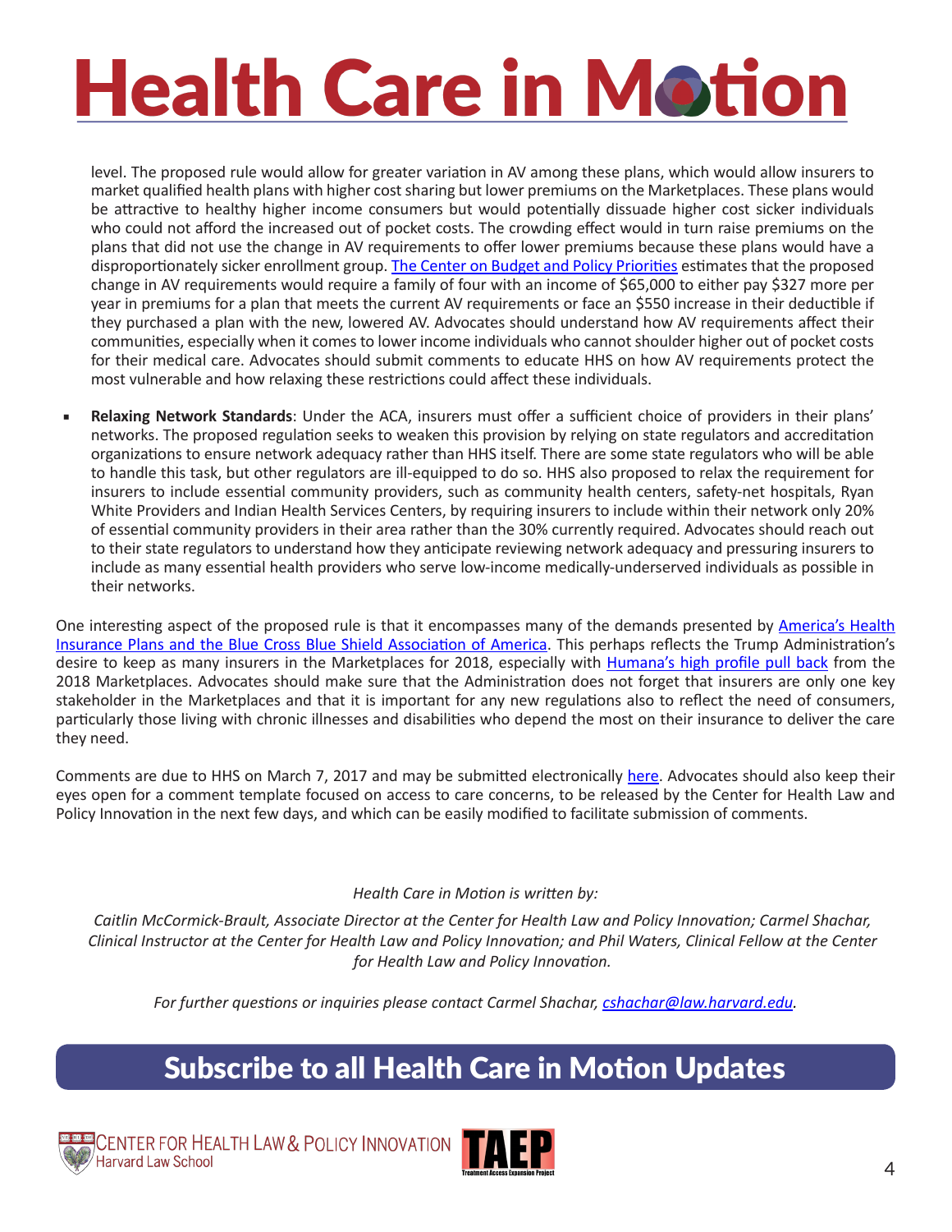level. The proposed rule would allow for greater variation in AV among these plans, which would allow insurers to market qualified health plans with higher cost sharing but lower premiums on the Marketplaces. These plans would be attractive to healthy higher income consumers but would potentially dissuade higher cost sicker individuals who could not afford the increased out of pocket costs. The crowding effect would in turn raise premiums on the plans that did not use the change in AV requirements to offer lower premiums because these plans would have a disproportionately sicker enrollment group. [The Center on Budget and Policy Priorities]() estimates that the proposed change in AV requirements would require a family of four with an income of $65,000 to either pay $327 more per year in premiums for a plan that meets the current AV requirements or face an $550 increase in their deductible if they purchased a plan with the new, lowered AV. Advocates should understand how AV requirements affect their communities, especially when it comes to lower income individuals who cannot shoulder higher out of pocket costs for their medical care. Advocates should submit comments to educate HHS on how AV requirements protect the most vulnerable and how relaxing these restrictions could affect these individuals.

- **Relaxing Network Standards**: Under the ACA, insurers must offer a sufficient choice of providers in their plans' networks. The proposed regulation seeks to weaken this provision by relying on state regulators and accreditation organizations to ensure network adequacy rather than HHS itself. There are some state regulators who will be able to handle this task, but other regulators are ill-equipped to do so. HHS also proposed to relax the requirement for insurers to include essential community providers, such as community health centers, safety-net hospitals, Ryan White Providers and Indian Health Services Centers, by requiring insurers to include within their network only 20% of essential community providers in their area rather than the 30% currently required. Advocates should reach out to their state regulators to understand how they anticipate reviewing network adequacy and pressuring insurers to include as many essential health providers who serve low-income medically-underserved individuals as possible in their networks.

One interesting aspect of the proposed rule is that it encompasses many of the demands presented by [America's Health Insurance Plans and the Blue Cross Blue Shield Association of America](). This perhaps reflects the Trump Administration's desire to keep as many insurers in the Marketplaces for 2018, especially with [Humana's high profile pull back]() from the 2018 Marketplaces. Advocates should make sure that the Administration does not forget that insurers are only one key stakeholder in the Marketplaces and that it is important for any new regulations also to reflect the need of consumers, particularly those living with chronic illnesses and disabilities who depend the most on their insurance to deliver the care they need.

Comments are due to HHS on March 7, 2017 and may be submitted electronically [here](). Advocates should also keep their eyes open for a comment template focused on access to care concerns, to be released by the Center for Health Law and Policy Innovation in the next few days, and which can be easily modified to facilitate submission of comments.

*Health Care in Motion is written by:*

*Caitlin McCormick-Brault, Associate Director at the Center for Health Law and Policy Innovation; Carmel Shachar, Clinical Instructor at the Center for Health Law and Policy Innovation; and Phil Waters, Clinical Fellow at the Center for Health Law and Policy Innovation.*

*For further questions or inquiries please contact Carmel Shachar, [cshachar@law.harvard.edu]().*

## Subscribe to all Health Care in Motion Updates

Center for Health Law & Policy Innovation
Harvard Law School

TAEP
Treatment Access Expansion Project